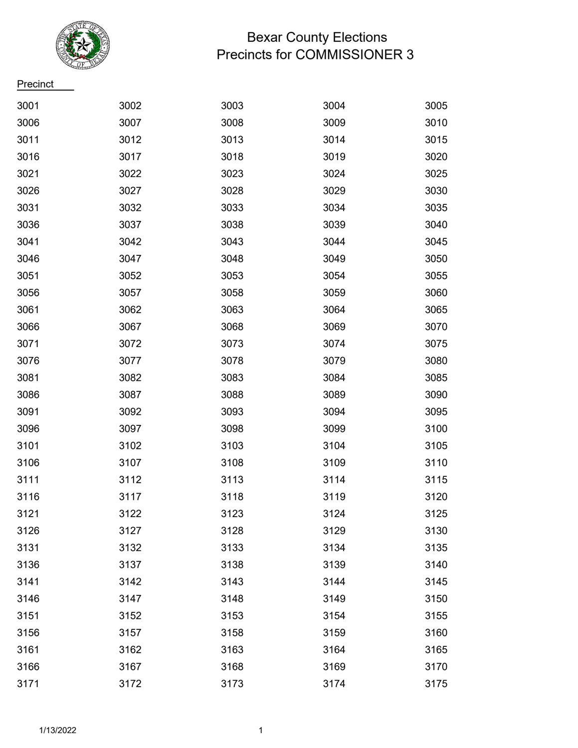# Bexar County Elections
## Precincts for COMMISSIONER 3

| Precinct | | | | |
|---|---|---|---|---|
| 3001 | 3002 | 3003 | 3004 | 3005 |
| 3006 | 3007 | 3008 | 3009 | 3010 |
| 3011 | 3012 | 3013 | 3014 | 3015 |
| 3016 | 3017 | 3018 | 3019 | 3020 |
| 3021 | 3022 | 3023 | 3024 | 3025 |
| 3026 | 3027 | 3028 | 3029 | 3030 |
| 3031 | 3032 | 3033 | 3034 | 3035 |
| 3036 | 3037 | 3038 | 3039 | 3040 |
| 3041 | 3042 | 3043 | 3044 | 3045 |
| 3046 | 3047 | 3048 | 3049 | 3050 |
| 3051 | 3052 | 3053 | 3054 | 3055 |
| 3056 | 3057 | 3058 | 3059 | 3060 |
| 3061 | 3062 | 3063 | 3064 | 3065 |
| 3066 | 3067 | 3068 | 3069 | 3070 |
| 3071 | 3072 | 3073 | 3074 | 3075 |
| 3076 | 3077 | 3078 | 3079 | 3080 |
| 3081 | 3082 | 3083 | 3084 | 3085 |
| 3086 | 3087 | 3088 | 3089 | 3090 |
| 3091 | 3092 | 3093 | 3094 | 3095 |
| 3096 | 3097 | 3098 | 3099 | 3100 |
| 3101 | 3102 | 3103 | 3104 | 3105 |
| 3106 | 3107 | 3108 | 3109 | 3110 |
| 3111 | 3112 | 3113 | 3114 | 3115 |
| 3116 | 3117 | 3118 | 3119 | 3120 |
| 3121 | 3122 | 3123 | 3124 | 3125 |
| 3126 | 3127 | 3128 | 3129 | 3130 |
| 3131 | 3132 | 3133 | 3134 | 3135 |
| 3136 | 3137 | 3138 | 3139 | 3140 |
| 3141 | 3142 | 3143 | 3144 | 3145 |
| 3146 | 3147 | 3148 | 3149 | 3150 |
| 3151 | 3152 | 3153 | 3154 | 3155 |
| 3156 | 3157 | 3158 | 3159 | 3160 |
| 3161 | 3162 | 3163 | 3164 | 3165 |
| 3166 | 3167 | 3168 | 3169 | 3170 |
| 3171 | 3172 | 3173 | 3174 | 3175 |

1/13/2022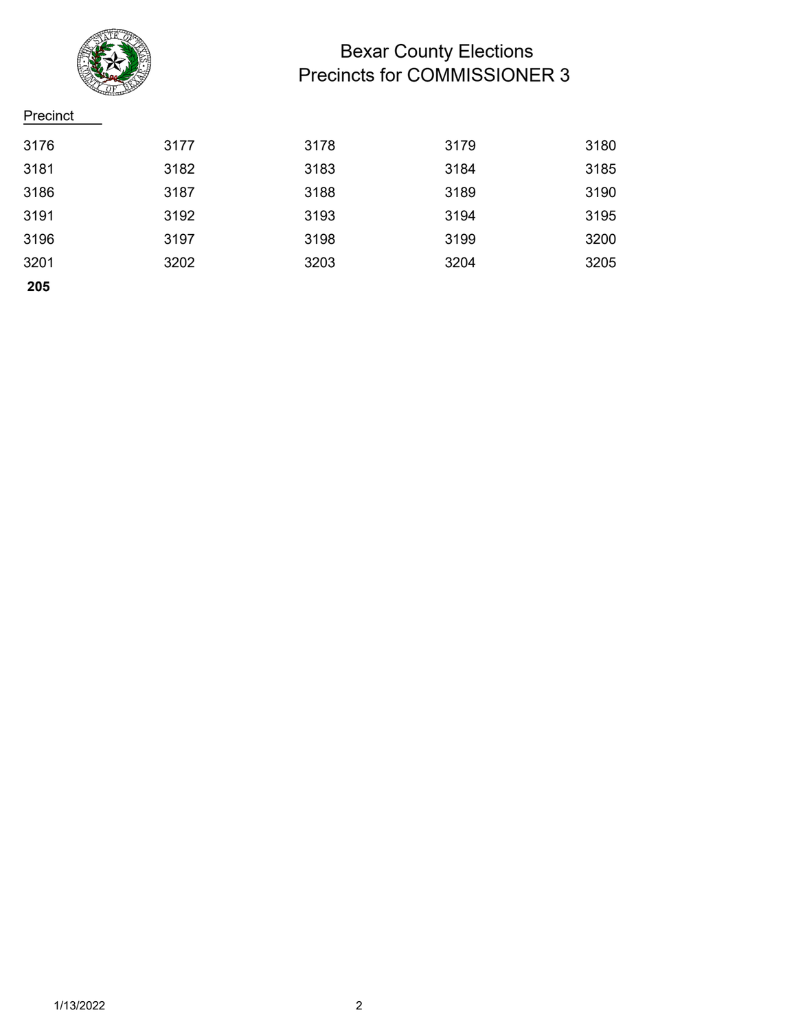# Bexar County Elections
## Precincts for COMMISSIONER 3

| Precinct | | | | |
|---|---|---|---|---|
| 3176 | 3177 | 3178 | 3179 | 3180 |
| 3181 | 3182 | 3183 | 3184 | 3185 |
| 3186 | 3187 | 3188 | 3189 | 3190 |
| 3191 | 3192 | 3193 | 3194 | 3195 |
| 3196 | 3197 | 3198 | 3199 | 3200 |
| 3201 | 3202 | 3203 | 3204 | 3205 |

**205**

1/13/2022